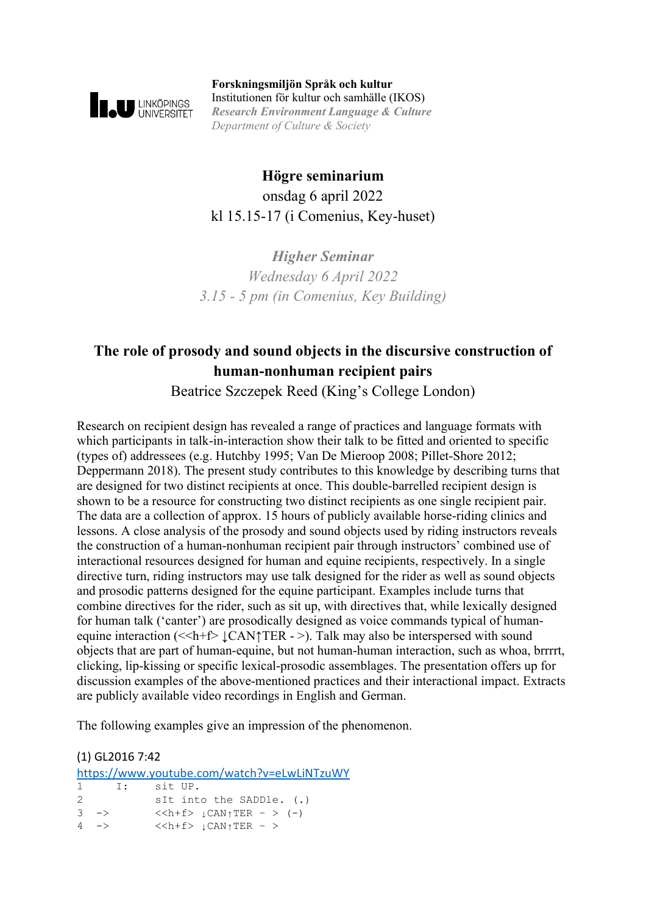**Forskningsmiljön Språk och kultur**
Institutionen för kultur och samhälle (IKOS)
***Research Environment Language & Culture***
*Department of Culture & Society*

## Högre seminarium

onsdag 6 april 2022
kl 15.15-17 (i Comenius, Key-huset)

***Higher Seminar***
*Wednesday 6 April 2022*
*3.15 - 5 pm (in Comenius, Key Building)*

# The role of prosody and sound objects in the discursive construction of human-nonhuman recipient pairs

Beatrice Szczepek Reed (King's College London)

Research on recipient design has revealed a range of practices and language formats with which participants in talk-in-interaction show their talk to be fitted and oriented to specific (types of) addressees (e.g. Hutchby 1995; Van De Mieroop 2008; Pillet-Shore 2012; Deppermann 2018). The present study contributes to this knowledge by describing turns that are designed for two distinct recipients at once. This double-barrelled recipient design is shown to be a resource for constructing two distinct recipients as one single recipient pair. The data are a collection of approx. 15 hours of publicly available horse-riding clinics and lessons. A close analysis of the prosody and sound objects used by riding instructors reveals the construction of a human-nonhuman recipient pair through instructors' combined use of interactional resources designed for human and equine recipients, respectively. In a single directive turn, riding instructors may use talk designed for the rider as well as sound objects and prosodic patterns designed for the equine participant. Examples include turns that combine directives for the rider, such as sit up, with directives that, while lexically designed for human talk ('canter') are prosodically designed as voice commands typical of human-equine interaction (<<h+f> ↓CAN↑TER - >). Talk may also be interspersed with sound objects that are part of human-equine, but not human-human interaction, such as whoa, brrrrt, clicking, lip-kissing or specific lexical-prosodic assemblages. The presentation offers up for discussion examples of the above-mentioned practices and their interactional impact. Extracts are publicly available video recordings in English and German.

The following examples give an impression of the phenomenon.

(1) GL2016 7:42
https://www.youtube.com/watch?v=eLwLiNTzuWY

```
1      I:    sit UP.
2            sIt into the SADDle. (.)
3   ->       <<h+f> ↓CAN↑TER - > (-)
4   ->       <<h+f> ↓CAN↑TER - >
```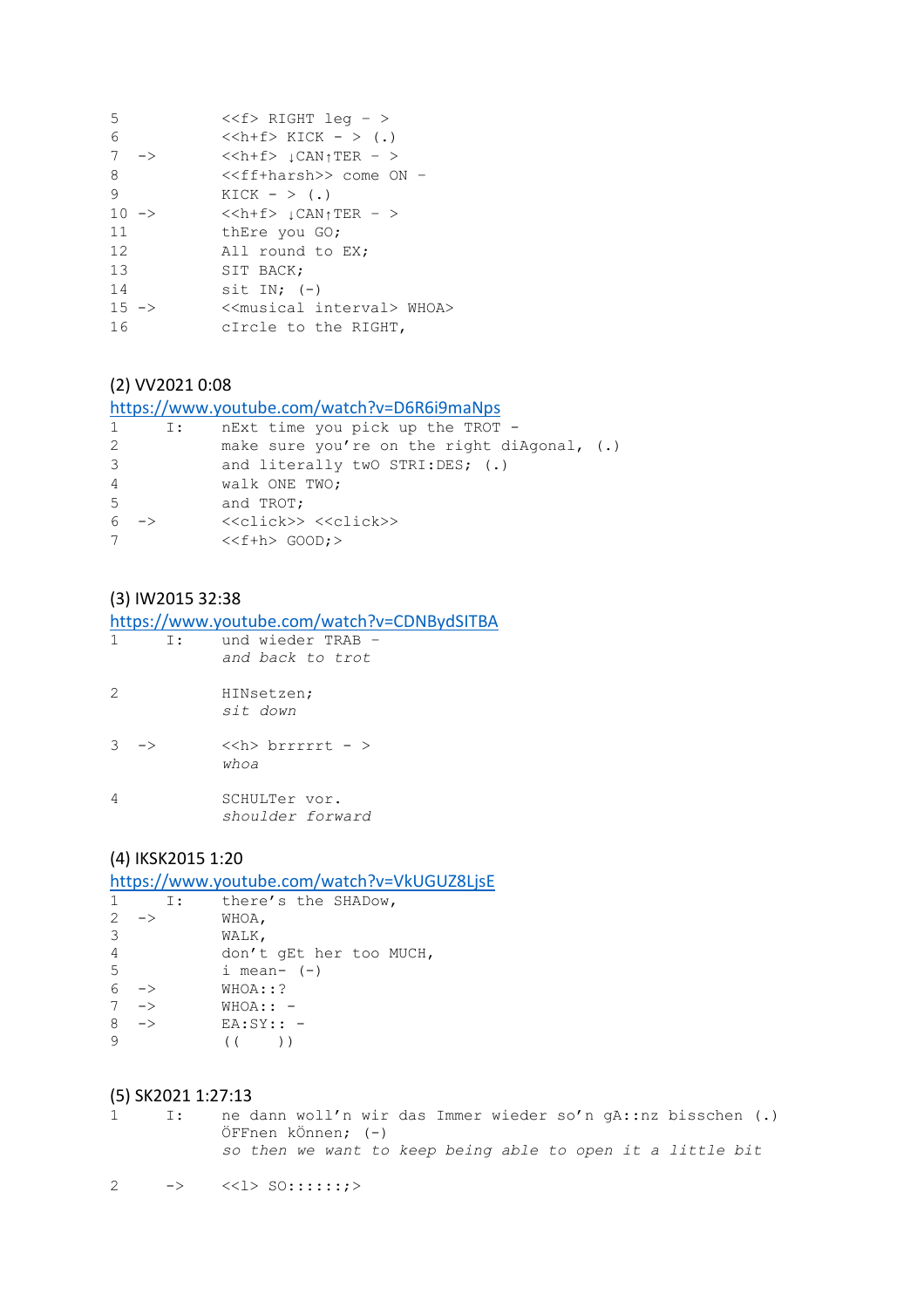```
5           <<f> RIGHT leg - >
6           <<h+f> KICK - > (.)
7   ->      <<h+f> ↓CAN↑TER - >
8           <<ff+harsh>> come ON -
9           KICK - > (.)
10  ->      <<h+f> ↓CAN↑TER - >
11          thEre you GO;
12          All round to EX;
13          SIT BACK;
14          sit IN; (-)
15  ->      <<musical interval> WHOA>
16          cIrcle to the RIGHT,
```

(2) VV2021 0:08

https://www.youtube.com/watch?v=D6R6i9maNps

```
1      I:   nExt time you pick up the TROT -
2           make sure you're on the right diAgonal, (.)
3           and literally twO STRI:DES; (.)
4           walk ONE TWO;
5           and TROT;
6   ->      <<click>> <<click>>
7           <<f+h> GOOD;>
```

(3) IW2015 32:38

https://www.youtube.com/watch?v=CDNBydSITBA

```
1      I:   und wieder TRAB -
            and back to trot

2           HINsetzen;
            sit down

3   ->      <<h> brrrrrt - >
            whoa

4           SCHULTer vor.
            shoulder forward
```

(4) IKSK2015 1:20

https://www.youtube.com/watch?v=VkUGUZ8LjsE

```
1      I:   there's the SHADow,
2   ->      WHOA,
3           WALK,
4           don't gEt her too MUCH,
5           i mean- (-)
6   ->      WHOA::?
7   ->      WHOA:: -
8   ->      EA:SY:: -
9           ((      ))
```

(5) SK2021 1:27:13

```
1      I:   ne dann woll'n wir das Immer wieder so'n gA::nz bisschen (.)
            ÖFFnen kÖnnen; (-)
            so then we want to keep being able to open it a little bit

2      ->   <<l> SO::::::;>
```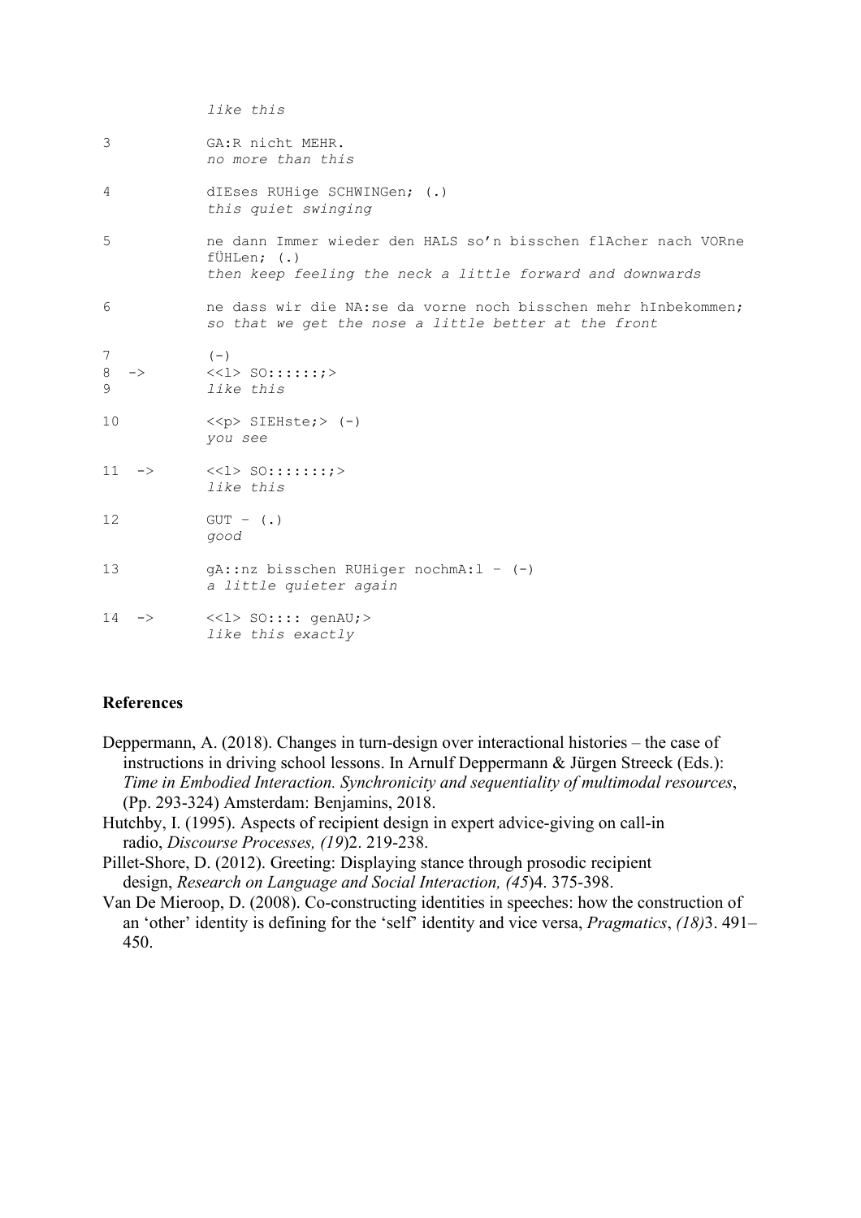```
              like this

3             GA:R nicht MEHR.
              no more than this

4             dIEses RUHige SCHWINGen; (.)
              this quiet swinging

5             ne dann Immer wieder den HALS so'n bisschen flAcher nach VORne
              fÜHLen; (.)
              then keep feeling the neck a little forward and downwards

6             ne dass wir die NA:se da vorne noch bisschen mehr hInbekommen;
              so that we get the nose a little better at the front

7             (-)
8   ->        <<l> SO::::::;>
9             like this

10            <<p> SIEHste;> (-)
              you see

11  ->        <<l> SO:::::::;>
              like this

12            GUT - (.)
              good

13            gA::nz bisschen RUHiger nochmA:l - (-)
              a little quieter again

14  ->        <<l> SO:::: genAU;>
              like this exactly
```

## References

Deppermann, A. (2018). Changes in turn-design over interactional histories – the case of instructions in driving school lessons. In Arnulf Deppermann & Jürgen Streeck (Eds.): *Time in Embodied Interaction. Synchronicity and sequentiality of multimodal resources*, (Pp. 293-324) Amsterdam: Benjamins, 2018.

Hutchby, I. (1995). Aspects of recipient design in expert advice-giving on call-in radio, *Discourse Processes, (19)*2. 219-238.

Pillet-Shore, D. (2012). Greeting: Displaying stance through prosodic recipient design, *Research on Language and Social Interaction, (45)*4. 375-398.

Van De Mieroop, D. (2008). Co-constructing identities in speeches: how the construction of an 'other' identity is defining for the 'self' identity and vice versa, *Pragmatics*, *(18)*3. 491–450.